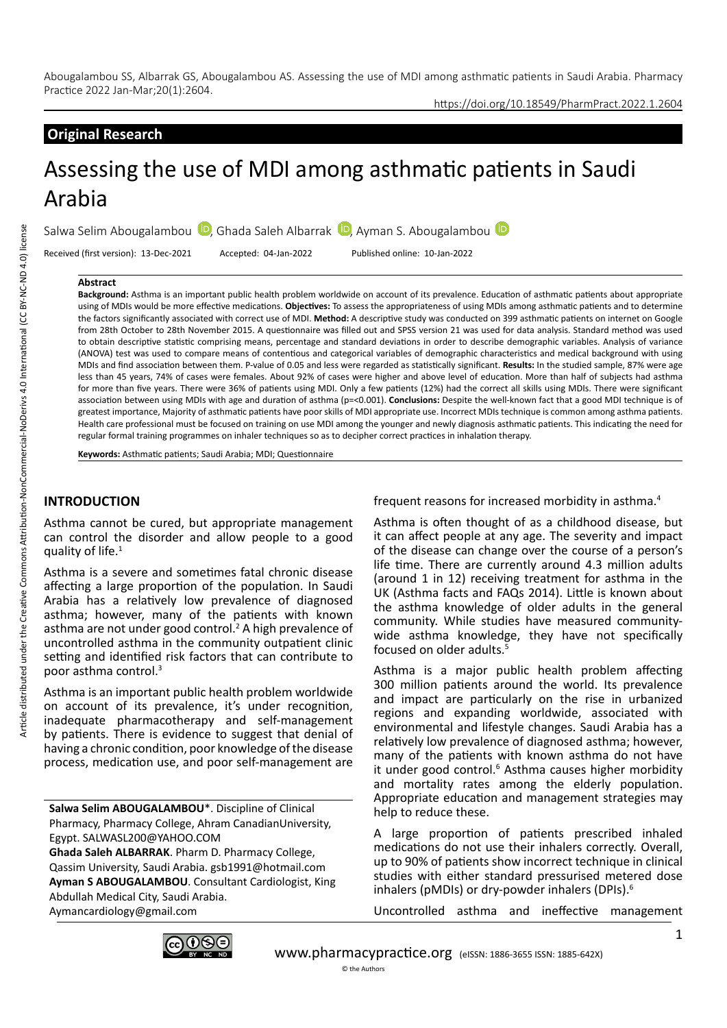## Original Research

# Assessing the use of MDI among asthmatic patients in Saudi Arabia

Salwa Selim Abougalambou, Ghada Saleh Albarrak, Ayman S. Abougalambou

Received (first version): 13-Dec-2021 Accepted: 04-Jan-2022 Published online: 10-Jan-2022

### Abstract

**Background:** Asthma is an important public health problem worldwide on account of its prevalence. Education of asthmatic patients about appropriate using of MDIs would be more effective medications. **Objectives:** To assess the appropriateness of using MDIs among asthmatic patients and to determine the factors significantly associated with correct use of MDI. **Method:** A descriptive study was conducted on 399 asthmatic patients on internet on Google from 28th October to 28th November 2015. A questionnaire was filled out and SPSS version 21 was used for data analysis. Standard method was used to obtain descriptive statistic comprising means, percentage and standard deviations in order to describe demographic variables. Analysis of variance (ANOVA) test was used to compare means of contentious and categorical variables of demographic characteristics and medical background with using MDIs and find association between them. P-value of 0.05 and less were regarded as statistically significant. **Results:** In the studied sample, 87% were age less than 45 years, 74% of cases were females. About 92% of cases were higher and above level of education. More than half of subjects had asthma for more than five years. There were 36% of patients using MDI. Only a few patients (12%) had the correct all skills using MDIs. There were significant association between using MDIs with age and duration of asthma (p=<0.001). **Conclusions:** Despite the well-known fact that a good MDI technique is of greatest importance, Majority of asthmatic patients have poor skills of MDI appropriate use. Incorrect MDIs technique is common among asthma patients. Health care professional must be focused on training on use MDI among the younger and newly diagnosis asthmatic patients. This indicating the need for regular formal training programmes on inhaler techniques so as to decipher correct practices in inhalation therapy.

**Keywords:** Asthmatic patients; Saudi Arabia; MDI; Questionnaire

## INTRODUCTION

Asthma cannot be cured, but appropriate management can control the disorder and allow people to a good quality of life.[1]

Asthma is a severe and sometimes fatal chronic disease affecting a large proportion of the population. In Saudi Arabia has a relatively low prevalence of diagnosed asthma; however, many of the patients with known asthma are not under good control.[2] A high prevalence of uncontrolled asthma in the community outpatient clinic setting and identified risk factors that can contribute to poor asthma control.[3]

Asthma is an important public health problem worldwide on account of its prevalence, it's under recognition, inadequate pharmacotherapy and self-management by patients. There is evidence to suggest that denial of having a chronic condition, poor knowledge of the disease process, medication use, and poor self-management are frequent reasons for increased morbidity in asthma.[4]

Asthma is often thought of as a childhood disease, but it can affect people at any age. The severity and impact of the disease can change over the course of a person's life time. There are currently around 4.3 million adults (around 1 in 12) receiving treatment for asthma in the UK (Asthma facts and FAQs 2014). Little is known about the asthma knowledge of older adults in the general community. While studies have measured community-wide asthma knowledge, they have not specifically focused on older adults.[5]

Asthma is a major public health problem affecting 300 million patients around the world. Its prevalence and impact are particularly on the rise in urbanized regions and expanding worldwide, associated with environmental and lifestyle changes. Saudi Arabia has a relatively low prevalence of diagnosed asthma; however, many of the patients with known asthma do not have it under good control.[6] Asthma causes higher morbidity and mortality rates among the elderly population. Appropriate education and management strategies may help to reduce these.

A large proportion of patients prescribed inhaled medications do not use their inhalers correctly. Overall, up to 90% of patients show incorrect technique in clinical studies with either standard pressurised metered dose inhalers (pMDIs) or dry-powder inhalers (DPIs).[6]

Uncontrolled asthma and ineffective management

---

**Salwa Selim ABOUGALAMBOU***. Discipline of Clinical Pharmacy, Pharmacy College, Ahram CanadianUniversity, Egypt. SALWASL200@YAHOO.COM

**Ghada Saleh ALBARRAK**. Pharm D. Pharmacy College, Qassim University, Saudi Arabia. gsb1991@hotmail.com

**Ayman S ABOUGALAMBOU**. Consultant Cardiologist, King Abdullah Medical City, Saudi Arabia. Aymancardiology@gmail.com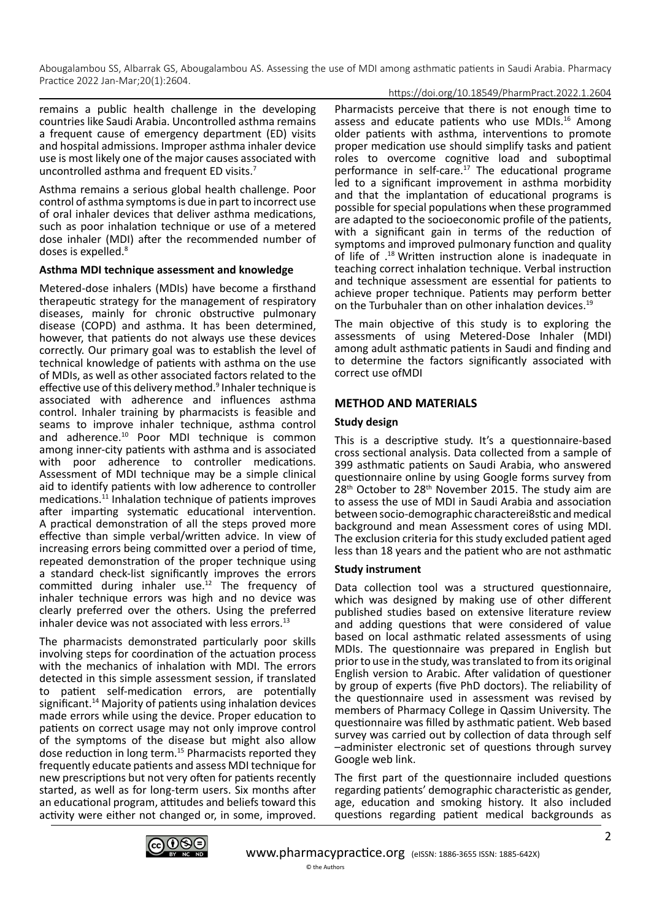remains a public health challenge in the developing countries like Saudi Arabia. Uncontrolled asthma remains a frequent cause of emergency department (ED) visits and hospital admissions. Improper asthma inhaler device use is most likely one of the major causes associated with uncontrolled asthma and frequent ED visits.[7]

Asthma remains a serious global health challenge. Poor control of asthma symptoms is due in part to incorrect use of oral inhaler devices that deliver asthma medications, such as poor inhalation technique or use of a metered dose inhaler (MDI) after the recommended number of doses is expelled.[8]

**Asthma MDI technique assessment and knowledge**

Metered-dose inhalers (MDIs) have become a firsthand therapeutic strategy for the management of respiratory diseases, mainly for chronic obstructive pulmonary disease (COPD) and asthma. It has been determined, however, that patients do not always use these devices correctly. Our primary goal was to establish the level of technical knowledge of patients with asthma on the use of MDIs, as well as other associated factors related to the effective use of this delivery method.[9] Inhaler technique is associated with adherence and influences asthma control. Inhaler training by pharmacists is feasible and seams to improve inhaler technique, asthma control and adherence.[10] Poor MDI technique is common among inner-city patients with asthma and is associated with poor adherence to controller medications. Assessment of MDI technique may be a simple clinical aid to identify patients with low adherence to controller medications.[11] Inhalation technique of patients improves after imparting systematic educational intervention. A practical demonstration of all the steps proved more effective than simple verbal/written advice. In view of increasing errors being committed over a period of time, repeated demonstration of the proper technique using a standard check-list significantly improves the errors committed during inhaler use.[12] The frequency of inhaler technique errors was high and no device was clearly preferred over the others. Using the preferred inhaler device was not associated with less errors.[13]

The pharmacists demonstrated particularly poor skills involving steps for coordination of the actuation process with the mechanics of inhalation with MDI. The errors detected in this simple assessment session, if translated to patient self-medication errors, are potentially significant.[14] Majority of patients using inhalation devices made errors while using the device. Proper education to patients on correct usage may not only improve control of the symptoms of the disease but might also allow dose reduction in long term.[15] Pharmacists reported they frequently educate patients and assess MDI technique for new prescriptions but not very often for patients recently started, as well as for long-term users. Six months after an educational program, attitudes and beliefs toward this activity were either not changed or, in some, improved. Pharmacists perceive that there is not enough time to assess and educate patients who use MDIs.[16] Among older patients with asthma, interventions to promote proper medication use should simplify tasks and patient roles to overcome cognitive load and suboptimal performance in self-care.[17] The educational programe led to a significant improvement in asthma morbidity and that the implantation of educational programs is possible for special populations when these programmed are adapted to the socioeconomic profile of the patients, with a significant gain in terms of the reduction of symptoms and improved pulmonary function and quality of life of .[18] Written instruction alone is inadequate in teaching correct inhalation technique. Verbal instruction and technique assessment are essential for patients to achieve proper technique. Patients may perform better on the Turbuhaler than on other inhalation devices.[19]

The main objective of this study is to exploring the assessments of using Metered-Dose Inhaler (MDI) among adult asthmatic patients in Saudi and finding and to determine the factors significantly associated with correct use ofMDI

## METHOD AND MATERIALS

### Study design

This is a descriptive study. It's a questionnaire-based cross sectional analysis. Data collected from a sample of 399 asthmatic patients on Saudi Arabia, who answered questionnaire online by using Google forms survey from 28th October to 28th November 2015. The study aim are to assess the use of MDI in Saudi Arabia and association between socio-demographic characterei8stic and medical background and mean Assessment cores of using MDI. The exclusion criteria for this study excluded patient aged less than 18 years and the patient who are not asthmatic

### Study instrument

Data collection tool was a structured questionnaire, which was designed by making use of other different published studies based on extensive literature review and adding questions that were considered of value based on local asthmatic related assessments of using MDIs. The questionnaire was prepared in English but prior to use in the study, was translated to from its original English version to Arabic. After validation of questioner by group of experts (five PhD doctors). The reliability of the questionnaire used in assessment was revised by members of Pharmacy College in Qassim University. The questionnaire was filled by asthmatic patient. Web based survey was carried out by collection of data through self –administer electronic set of questions through survey Google web link.

The first part of the questionnaire included questions regarding patients' demographic characteristic as gender, age, education and smoking history. It also included questions regarding patient medical backgrounds as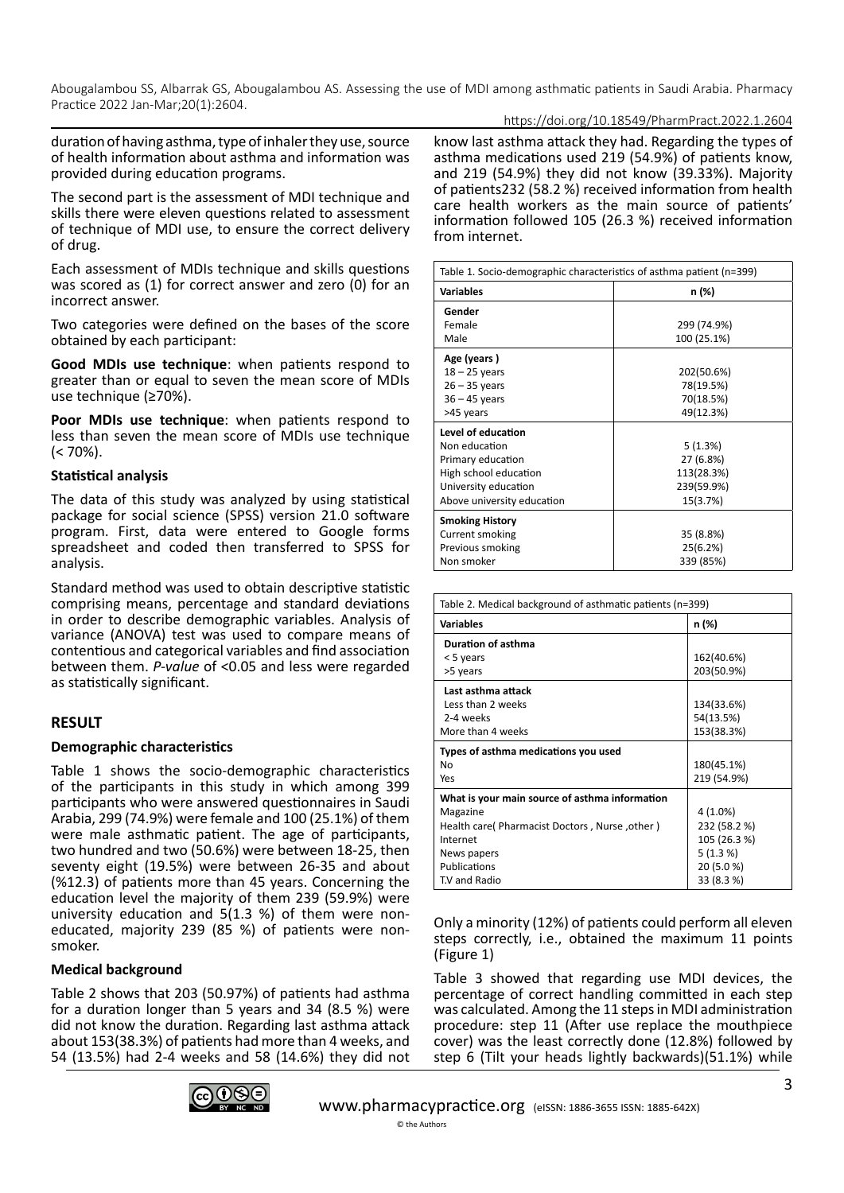duration of having asthma, type of inhaler they use, source of health information about asthma and information was provided during education programs.

The second part is the assessment of MDI technique and skills there were eleven questions related to assessment of technique of MDI use, to ensure the correct delivery of drug.

Each assessment of MDIs technique and skills questions was scored as (1) for correct answer and zero (0) for an incorrect answer.

Two categories were defined on the bases of the score obtained by each participant:

**Good MDIs use technique**: when patients respond to greater than or equal to seven the mean score of MDIs use technique (≥70%).

**Poor MDIs use technique**: when patients respond to less than seven the mean score of MDIs use technique (< 70%).

### Statistical analysis

The data of this study was analyzed by using statistical package for social science (SPSS) version 21.0 software program. First, data were entered to Google forms spreadsheet and coded then transferred to SPSS for analysis.

Standard method was used to obtain descriptive statistic comprising means, percentage and standard deviations in order to describe demographic variables. Analysis of variance (ANOVA) test was used to compare means of contentious and categorical variables and find association between them. *P-value* of <0.05 and less were regarded as statistically significant.

## RESULT

### Demographic characteristics

Table 1 shows the socio-demographic characteristics of the participants in this study in which among 399 participants who were answered questionnaires in Saudi Arabia, 299 (74.9%) were female and 100 (25.1%) of them were male asthmatic patient. The age of participants, two hundred and two (50.6%) were between 18-25, then seventy eight (19.5%) were between 26-35 and about (%12.3) of patients more than 45 years. Concerning the education level the majority of them 239 (59.9%) were university education and 5(1.3 %) of them were non-educated, majority 239 (85 %) of patients were non-smoker.

### Medical background

Table 2 shows that 203 (50.97%) of patients had asthma for a duration longer than 5 years and 34 (8.5 %) were did not know the duration. Regarding last asthma attack about 153(38.3%) of patients had more than 4 weeks, and 54 (13.5%) had 2-4 weeks and 58 (14.6%) they did not know last asthma attack they had. Regarding the types of asthma medications used 219 (54.9%) of patients know, and 219 (54.9%) they did not know (39.33%). Majority of patients232 (58.2 %) received information from health care health workers as the main source of patients' information followed 105 (26.3 %) received information from internet.

Table 1. Socio-demographic characteristics of asthma patient (n=399)

| Variables | n (%) |
|---|---|
| **Gender** | |
| Female | 299 (74.9%) |
| Male | 100 (25.1%) |
| **Age (years )** | |
| 18 – 25 years | 202(50.6%) |
| 26 – 35 years | 78(19.5%) |
| 36 – 45 years | 70(18.5%) |
| >45 years | 49(12.3%) |
| **Level of education** | |
| Non education | 5 (1.3%) |
| Primary education | 27 (6.8%) |
| High school education | 113(28.3%) |
| University education | 239(59.9%) |
| Above university education | 15(3.7%) |
| **Smoking History** | |
| Current smoking | 35 (8.8%) |
| Previous smoking | 25(6.2%) |
| Non smoker | 339 (85%) |

Table 2. Medical background of asthmatic patients (n=399)

| Variables | n (%) |
|---|---|
| **Duration of asthma** | |
| < 5 years | 162(40.6%) |
| >5 years | 203(50.9%) |
| **Last asthma attack** | |
| Less than 2 weeks | 134(33.6%) |
| 2-4 weeks | 54(13.5%) |
| More than 4 weeks | 153(38.3%) |
| **Types of asthma medications you used** | |
| No | 180(45.1%) |
| Yes | 219 (54.9%) |
| **What is your main source of asthma information** | |
| Magazine | 4 (1.0%) |
| Health care( Pharmacist Doctors , Nurse ,other ) | 232 (58.2 %) |
| Internet | 105 (26.3 %) |
| News papers | 5 (1.3 %) |
| Publications | 20 (5.0 %) |
| T.V and Radio | 33 (8.3 %) |

Only a minority (12%) of patients could perform all eleven steps correctly, i.e., obtained the maximum 11 points (Figure 1)

Table 3 showed that regarding use MDI devices, the percentage of correct handling committed in each step was calculated. Among the 11 steps in MDI administration procedure: step 11 (After use replace the mouthpiece cover) was the least correctly done (12.8%) followed by step 6 (Tilt your heads lightly backwards)(51.1%) while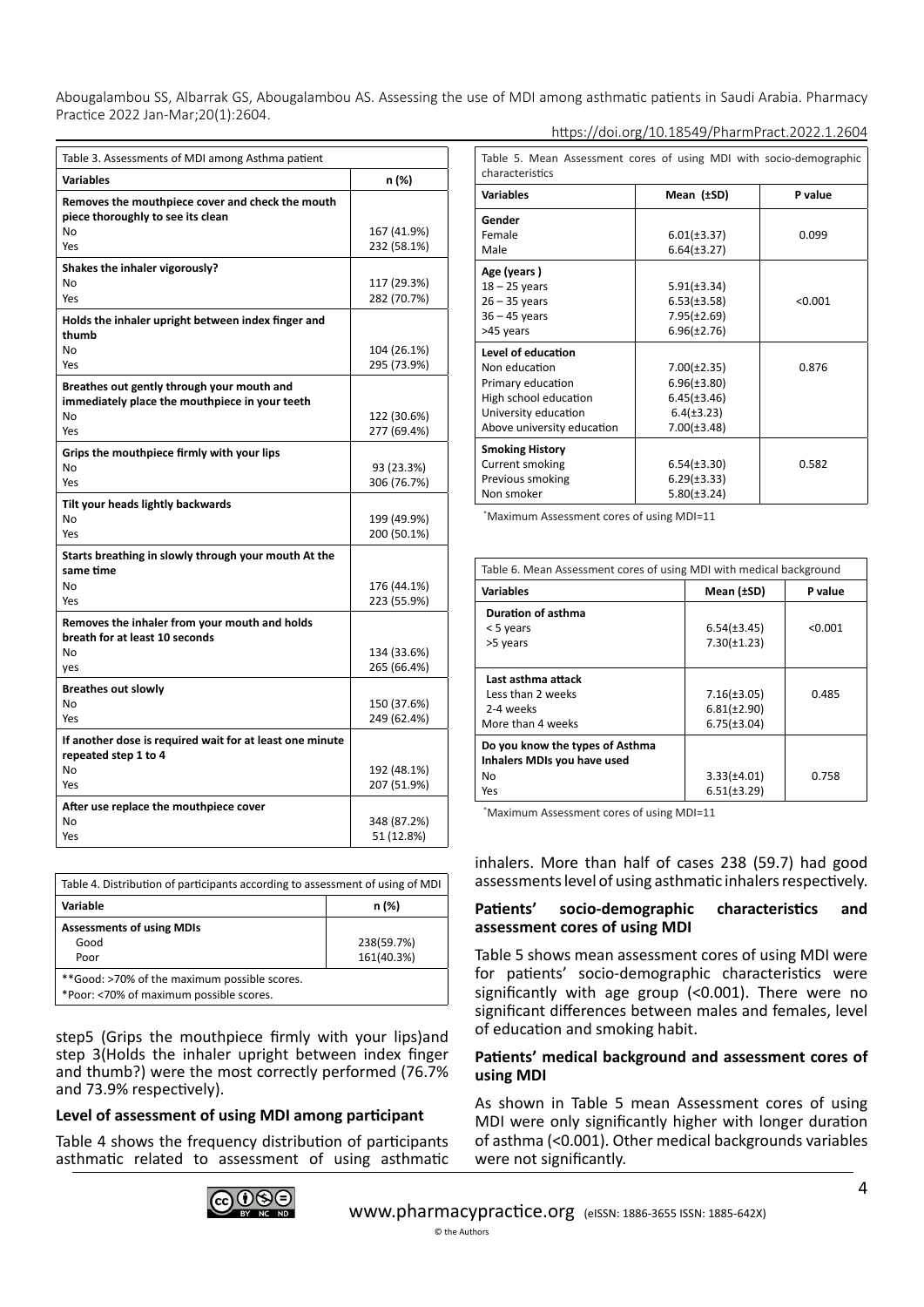Table 3. Assessments of MDI among Asthma patient

| Variables | n (%) |
|---|---|
| **Removes the mouthpiece cover and check the mouth piece thoroughly to see its clean** | |
| No | 167 (41.9%) |
| Yes | 232 (58.1%) |
| **Shakes the inhaler vigorously?** | |
| No | 117 (29.3%) |
| Yes | 282 (70.7%) |
| **Holds the inhaler upright between index finger and thumb** | |
| No | 104 (26.1%) |
| Yes | 295 (73.9%) |
| **Breathes out gently through your mouth and immediately place the mouthpiece in your teeth** | |
| No | 122 (30.6%) |
| Yes | 277 (69.4%) |
| **Grips the mouthpiece firmly with your lips** | |
| No | 93 (23.3%) |
| Yes | 306 (76.7%) |
| **Tilt your heads lightly backwards** | |
| No | 199 (49.9%) |
| Yes | 200 (50.1%) |
| **Starts breathing in slowly through your mouth At the same time** | |
| No | 176 (44.1%) |
| Yes | 223 (55.9%) |
| **Removes the inhaler from your mouth and holds breath for at least 10 seconds** | |
| No | 134 (33.6%) |
| yes | 265 (66.4%) |
| **Breathes out slowly** | |
| No | 150 (37.6%) |
| Yes | 249 (62.4%) |
| **If another dose is required wait for at least one minute repeated step 1 to 4** | |
| No | 192 (48.1%) |
| Yes | 207 (51.9%) |
| **After use replace the mouthpiece cover** | |
| No | 348 (87.2%) |
| Yes | 51 (12.8%) |

Table 4. Distribution of participants according to assessment of using of MDI

| Variable | n (%) |
|---|---|
| **Assessments of using MDIs** | |
| Good | 238(59.7%) |
| Poor | 161(40.3%) |

**Good: >70% of the maximum possible scores.
*Poor: <70% of maximum possible scores.

step5 (Grips the mouthpiece firmly with your lips)and step 3(Holds the inhaler upright between index finger and thumb?) were the most correctly performed (76.7% and 73.9% respectively).

#### Level of assessment of using MDI among participant

Table 4 shows the frequency distribution of participants asthmatic related to assessment of using asthmatic inhalers. More than half of cases 238 (59.7) had good assessments level of using asthmatic inhalers respectively.

Table 5. Mean Assessment cores of using MDI with socio-demographic characteristics

| Variables | Mean (±SD) | P value |
|---|---|---|
| **Gender** | | |
| Female | 6.01(±3.37) | 0.099 |
| Male | 6.64(±3.27) | |
| **Age (years )** | | |
| 18 – 25 years | 5.91(±3.34) | <0.001 |
| 26 – 35 years | 6.53(±3.58) | |
| 36 – 45 years | 7.95(±2.69) | |
| >45 years | 6.96(±2.76) | |
| **Level of education** | | |
| Non education | 7.00(±2.35) | 0.876 |
| Primary education | 6.96(±3.80) | |
| High school education | 6.45(±3.46) | |
| University education | 6.4(±3.23) | |
| Above university education | 7.00(±3.48) | |
| **Smoking History** | | |
| Current smoking | 6.54(±3.30) | 0.582 |
| Previous smoking | 6.29(±3.33) | |
| Non smoker | 5.80(±3.24) | |

*Maximum Assessment cores of using MDI=11

Table 6. Mean Assessment cores of using MDI with medical background

| Variables | Mean (±SD) | P value |
|---|---|---|
| **Duration of asthma** | | |
| < 5 years | 6.54(±3.45) | <0.001 |
| >5 years | 7.30(±1.23) | |
| **Last asthma attack** | | |
| Less than 2 weeks | 7.16(±3.05) | 0.485 |
| 2-4 weeks | 6.81(±2.90) | |
| More than 4 weeks | 6.75(±3.04) | |
| **Do you know the types of Asthma Inhalers MDIs you have used** | | |
| No | 3.33(±4.01) | 0.758 |
| Yes | 6.51(±3.29) | |

*Maximum Assessment cores of using MDI=11

#### Patients' socio-demographic characteristics and assessment cores of using MDI

Table 5 shows mean assessment cores of using MDI were for patients' socio-demographic characteristics were significantly with age group (<0.001). There were no significant differences between males and females, level of education and smoking habit.

#### Patients' medical background and assessment cores of using MDI

As shown in Table 5 mean Assessment cores of using MDI were only significantly higher with longer duration of asthma (<0.001). Other medical backgrounds variables were not significantly.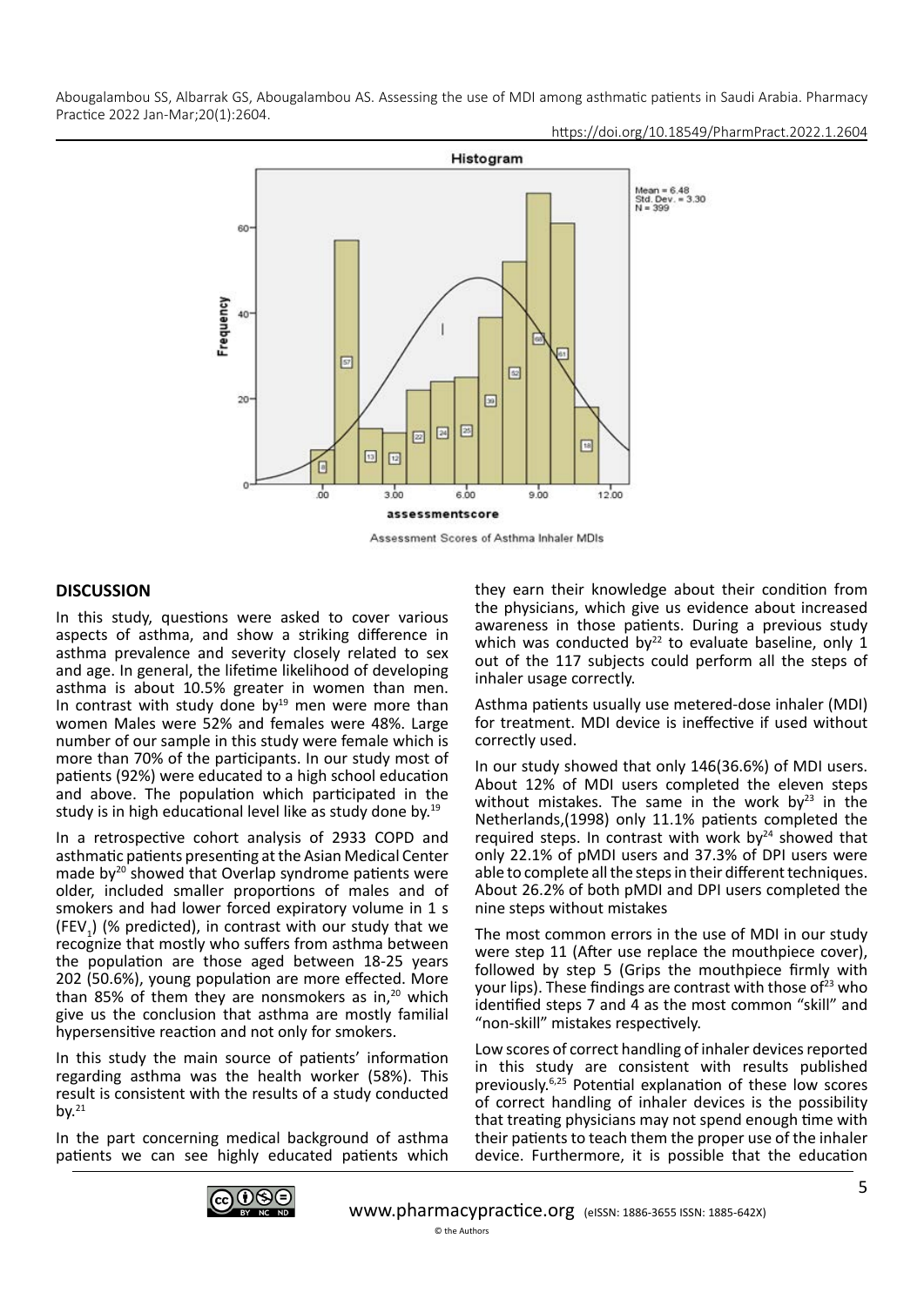Assessment Scores of Asthma Inhaler MDIs

## DISCUSSION

In this study, questions were asked to cover various aspects of asthma, and show a striking difference in asthma prevalence and severity closely related to sex and age. In general, the lifetime likelihood of developing asthma is about 10.5% greater in women than men. In contrast with study done by[19] men were more than women Males were 52% and females were 48%. Large number of our sample in this study were female which is more than 70% of the participants. In our study most of patients (92%) were educated to a high school education and above. The population which participated in the study is in high educational level like as study done by.[19]

In a retrospective cohort analysis of 2933 COPD and asthmatic patients presenting at the Asian Medical Center made by[20] showed that Overlap syndrome patients were older, included smaller proportions of males and of smokers and had lower forced expiratory volume in 1 s ($FEV_1$) (% predicted), in contrast with our study that we recognize that mostly who suffers from asthma between the population are those aged between 18-25 years 202 (50.6%), young population are more effected. More than 85% of them they are nonsmokers as in,[20] which give us the conclusion that asthma are mostly familial hypersensitive reaction and not only for smokers.

In this study the main source of patients' information regarding asthma was the health worker (58%). This result is consistent with the results of a study conducted by.[21]

In the part concerning medical background of asthma patients we can see highly educated patients which they earn their knowledge about their condition from the physicians, which give us evidence about increased awareness in those patients. During a previous study which was conducted by[22] to evaluate baseline, only 1 out of the 117 subjects could perform all the steps of inhaler usage correctly.

Asthma patients usually use metered-dose inhaler (MDI) for treatment. MDI device is ineffective if used without correctly used.

In our study showed that only 146(36.6%) of MDI users. About 12% of MDI users completed the eleven steps without mistakes. The same in the work by[23] in the Netherlands,(1998) only 11.1% patients completed the required steps. In contrast with work by[24] showed that only 22.1% of pMDI users and 37.3% of DPI users were able to complete all the steps in their different techniques. About 26.2% of both pMDI and DPI users completed the nine steps without mistakes

The most common errors in the use of MDI in our study were step 11 (After use replace the mouthpiece cover), followed by step 5 (Grips the mouthpiece firmly with your lips). These findings are contrast with those of[23] who identified steps 7 and 4 as the most common "skill" and "non-skill" mistakes respectively.

Low scores of correct handling of inhaler devices reported in this study are consistent with results published previously.[6,25] Potential explanation of these low scores of correct handling of inhaler devices is the possibility that treating physicians may not spend enough time with their patients to teach them the proper use of the inhaler device. Furthermore, it is possible that the education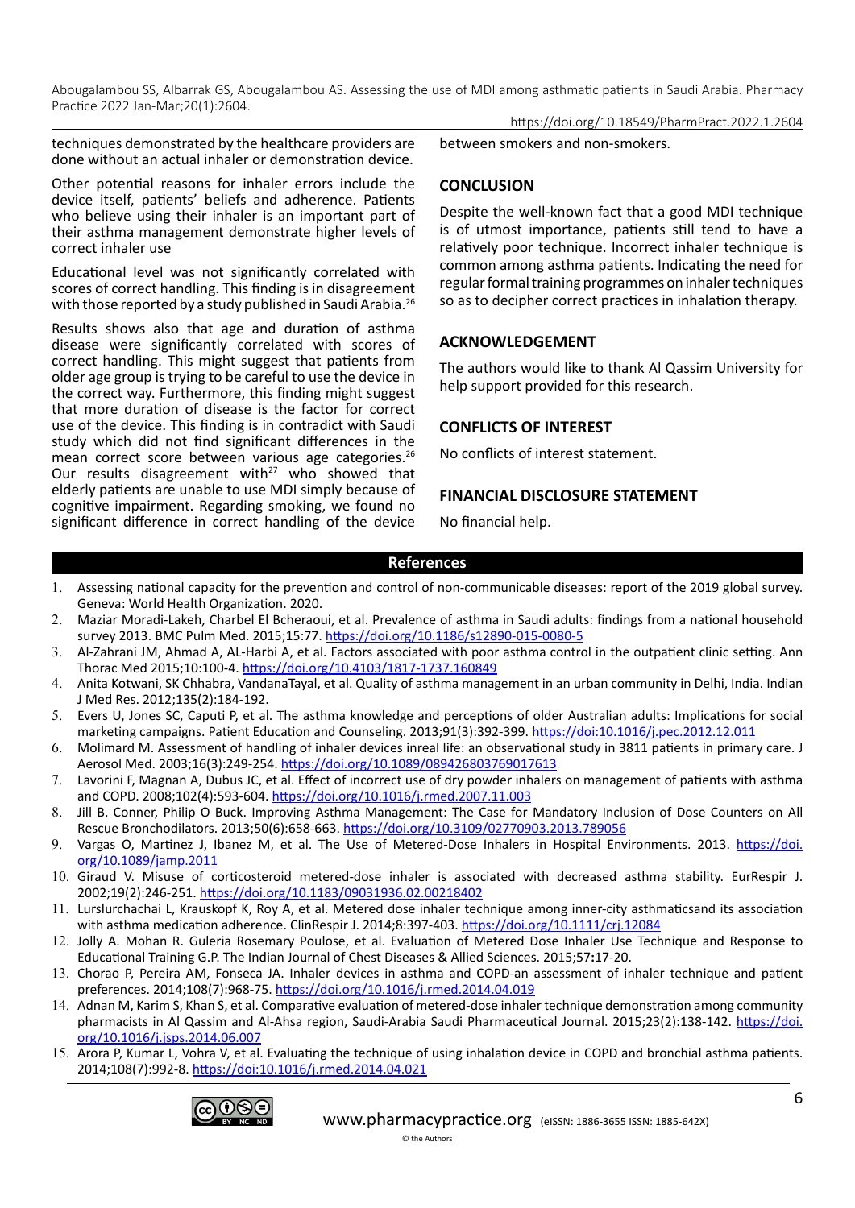techniques demonstrated by the healthcare providers are done without an actual inhaler or demonstration device.

Other potential reasons for inhaler errors include the device itself, patients' beliefs and adherence. Patients who believe using their inhaler is an important part of their asthma management demonstrate higher levels of correct inhaler use

Educational level was not significantly correlated with scores of correct handling. This finding is in disagreement with those reported by a study published in Saudi Arabia.[26]

Results shows also that age and duration of asthma disease were significantly correlated with scores of correct handling. This might suggest that patients from older age group is trying to be careful to use the device in the correct way. Furthermore, this finding might suggest that more duration of disease is the factor for correct use of the device. This finding is in contradict with Saudi study which did not find significant differences in the mean correct score between various age categories.[26] Our results disagreement with[27] who showed that elderly patients are unable to use MDI simply because of cognitive impairment. Regarding smoking, we found no significant difference in correct handling of the device between smokers and non-smokers.

## CONCLUSION

Despite the well-known fact that a good MDI technique is of utmost importance, patients still tend to have a relatively poor technique. Incorrect inhaler technique is common among asthma patients. Indicating the need for regular formal training programmes on inhaler techniques so as to decipher correct practices in inhalation therapy.

## ACKNOWLEDGEMENT

The authors would like to thank Al Qassim University for help support provided for this research.

## CONFLICTS OF INTEREST

No conflicts of interest statement.

## FINANCIAL DISCLOSURE STATEMENT

No financial help.

## References

1. Assessing national capacity for the prevention and control of non-communicable diseases: report of the 2019 global survey. Geneva: World Health Organization. 2020.
2. Maziar Moradi-Lakeh, Charbel El Bcheraoui, et al. Prevalence of asthma in Saudi adults: findings from a national household survey 2013. BMC Pulm Med. 2015;15:77. https://doi.org/10.1186/s12890-015-0080-5
3. Al-Zahrani JM, Ahmad A, AL-Harbi A, et al. Factors associated with poor asthma control in the outpatient clinic setting. Ann Thorac Med 2015;10:100-4. https://doi.org/10.4103/1817-1737.160849
4. Anita Kotwani, SK Chhabra, VandanaTayal, et al. Quality of asthma management in an urban community in Delhi, India. Indian J Med Res. 2012;135(2):184-192.
5. Evers U, Jones SC, Caputi P, et al. The asthma knowledge and perceptions of older Australian adults: Implications for social marketing campaigns. Patient Education and Counseling. 2013;91(3):392-399. https://doi:10.1016/j.pec.2012.12.011
6. Molimard M. Assessment of handling of inhaler devices inreal life: an observational study in 3811 patients in primary care. J Aerosol Med. 2003;16(3):249-254. https://doi.org/10.1089/089426803769017613
7. Lavorini F, Magnan A, Dubus JC, et al. Effect of incorrect use of dry powder inhalers on management of patients with asthma and COPD. 2008;102(4):593-604. https://doi.org/10.1016/j.rmed.2007.11.003
8. Jill B. Conner, Philip O Buck. Improving Asthma Management: The Case for Mandatory Inclusion of Dose Counters on All Rescue Bronchodilators. 2013;50(6):658-663. https://doi.org/10.3109/02770903.2013.789056
9. Vargas O, Martinez J, Ibanez M, et al. The Use of Metered-Dose Inhalers in Hospital Environments. 2013. https://doi.org/10.1089/jamp.2011
10. Giraud V. Misuse of corticosteroid metered-dose inhaler is associated with decreased asthma stability. EurRespir J. 2002;19(2):246-251. https://doi.org/10.1183/09031936.02.00218402
11. Lurslurchachai L, Krauskopf K, Roy A, et al. Metered dose inhaler technique among inner-city asthmaticsand its association with asthma medication adherence. ClinRespir J. 2014;8:397-403. https://doi.org/10.1111/crj.12084
12. Jolly A. Mohan R. Guleria Rosemary Poulose, et al. Evaluation of Metered Dose Inhaler Use Technique and Response to Educational Training G.P. The Indian Journal of Chest Diseases & Allied Sciences. 2015;57:17-20.
13. Chorao P, Pereira AM, Fonseca JA. Inhaler devices in asthma and COPD-an assessment of inhaler technique and patient preferences. 2014;108(7):968-75. https://doi.org/10.1016/j.rmed.2014.04.019
14. Adnan M, Karim S, Khan S, et al. Comparative evaluation of metered-dose inhaler technique demonstration among community pharmacists in Al Qassim and Al-Ahsa region, Saudi-Arabia Saudi Pharmaceutical Journal. 2015;23(2):138-142. https://doi.org/10.1016/j.jsps.2014.06.007
15. Arora P, Kumar L, Vohra V, et al. Evaluating the technique of using inhalation device in COPD and bronchial asthma patients. 2014;108(7):992-8. https://doi:10.1016/j.rmed.2014.04.021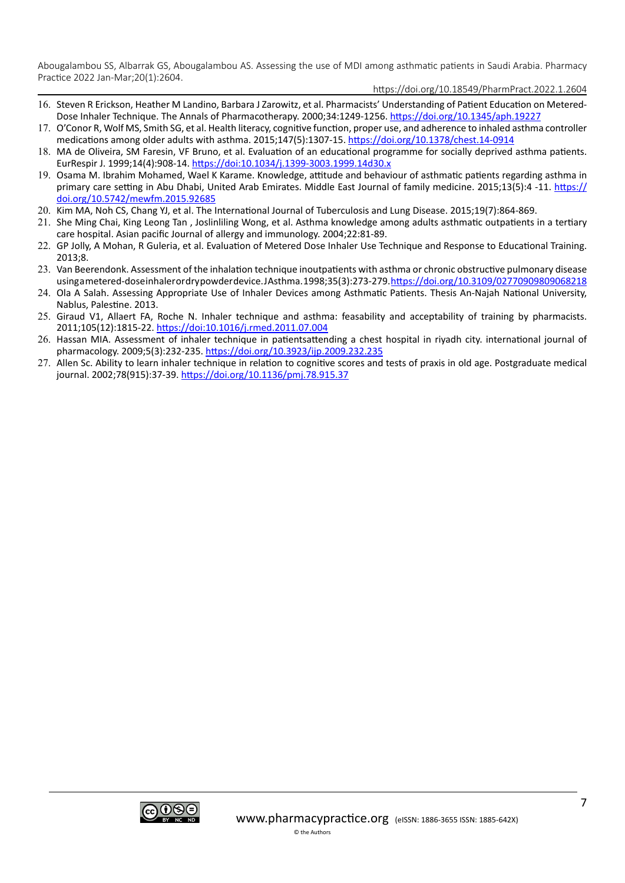16. Steven R Erickson, Heather M Landino, Barbara J Zarowitz, et al. Pharmacists' Understanding of Patient Education on Metered-Dose Inhaler Technique. The Annals of Pharmacotherapy. 2000;34:1249-1256. https://doi.org/10.1345/aph.19227
17. O'Conor R, Wolf MS, Smith SG, et al. Health literacy, cognitive function, proper use, and adherence to inhaled asthma controller medications among older adults with asthma. 2015;147(5):1307-15. https://doi.org/10.1378/chest.14-0914
18. MA de Oliveira, SM Faresin, VF Bruno, et al. Evaluation of an educational programme for socially deprived asthma patients. EurRespir J. 1999;14(4):908-14. https://doi:10.1034/j.1399-3003.1999.14d30.x
19. Osama M. Ibrahim Mohamed, Wael K Karame. Knowledge, attitude and behaviour of asthmatic patients regarding asthma in primary care setting in Abu Dhabi, United Arab Emirates. Middle East Journal of family medicine. 2015;13(5):4 -11. https://doi.org/10.5742/mewfm.2015.92685
20. Kim MA, Noh CS, Chang YJ, et al. The International Journal of Tuberculosis and Lung Disease. 2015;19(7):864-869.
21. She Ming Chai, King Leong Tan , Joslinliling Wong, et al. Asthma knowledge among adults asthmatic outpatients in a tertiary care hospital. Asian pacific Journal of allergy and immunology. 2004;22:81-89.
22. GP Jolly, A Mohan, R Guleria, et al. Evaluation of Metered Dose Inhaler Use Technique and Response to Educational Training. 2013;8.
23. Van Beerendonk. Assessment of the inhalation technique inoutpatients with asthma or chronic obstructive pulmonary disease usingametered-doseinhalerordrypowderdevice.JAsthma.1998;35(3):273-279.https://doi.org/10.3109/02770909809068218
24. Ola A Salah. Assessing Appropriate Use of Inhaler Devices among Asthmatic Patients. Thesis An-Najah National University, Nablus, Palestine. 2013.
25. Giraud V1, Allaert FA, Roche N. Inhaler technique and asthma: feasability and acceptability of training by pharmacists. 2011;105(12):1815-22. https://doi:10.1016/j.rmed.2011.07.004
26. Hassan MIA. Assessment of inhaler technique in patientsattending a chest hospital in riyadh city. international journal of pharmacology. 2009;5(3):232-235. https://doi.org/10.3923/ijp.2009.232.235
27. Allen Sc. Ability to learn inhaler technique in relation to cognitive scores and tests of praxis in old age. Postgraduate medical journal. 2002;78(915):37-39. https://doi.org/10.1136/pmj.78.915.37